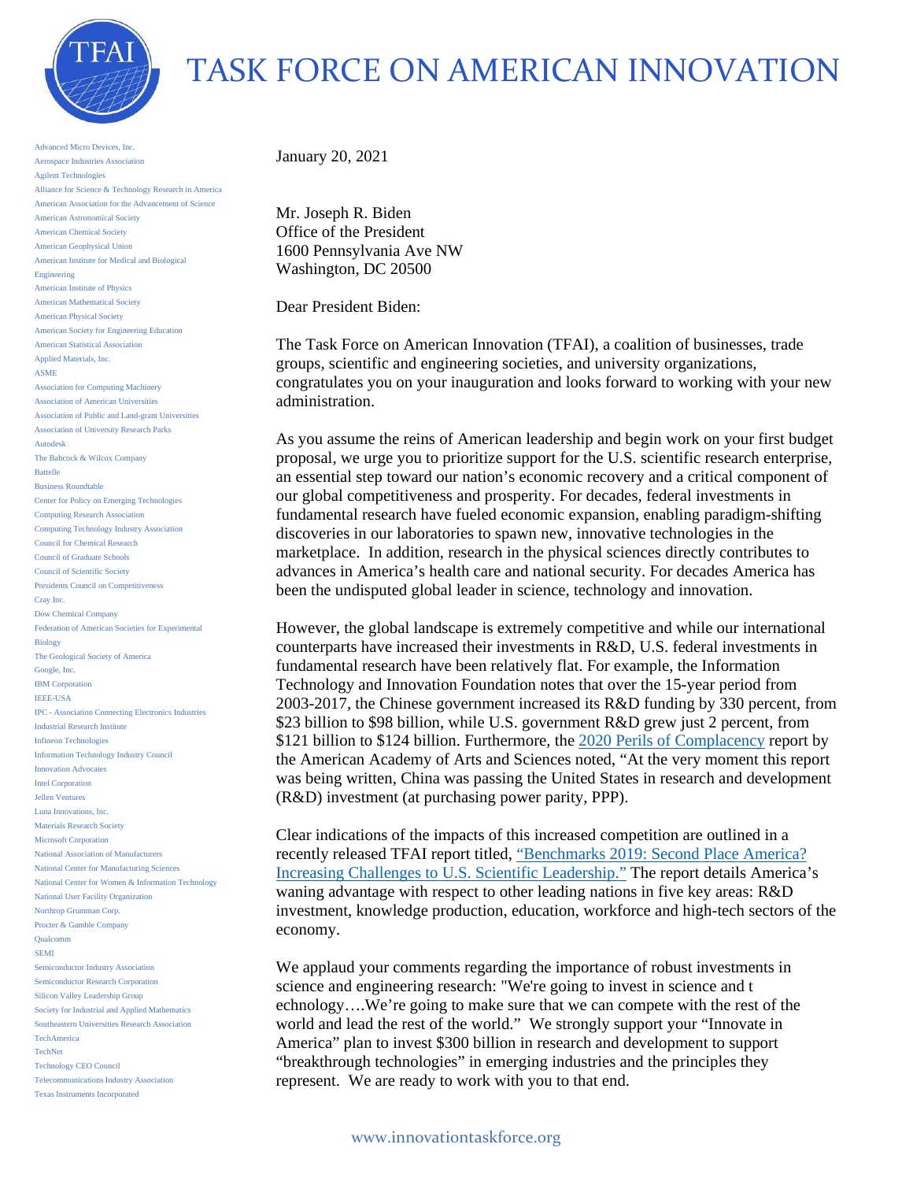# TASK FORCE ON AMERICAN INNOVATION

Advanced Micro Devices, Inc.
Aerospace Industries Association
Agilent Technologies
Alliance for Science & Technology Research in America
American Association for the Advancement of Science
American Astronomical Society
American Chemical Society
American Geophysical Union
American Institute for Medical and Biological Engineering
American Institute of Physics
American Mathematical Society
American Physical Society
American Society for Engineering Education
American Statistical Association
Applied Materials, Inc.
ASME
Association for Computing Machinery
Association of American Universities
Association of Public and Land-grant Universities
Association of University Research Parks
Autodesk
The Babcock & Wilcox Company
Battelle
Business Roundtable
Center for Policy on Emerging Technologies
Computing Research Association
Computing Technology Industry Association
Council for Chemical Research
Council of Graduate Schools
Council of Scientific Society
Presidents Council on Competitiveness
Cray Inc.
Dow Chemical Company
Federation of American Societies for Experimental Biology
The Geological Society of America
Google, Inc.
IBM Corporation
IEEE-USA
IPC - Association Connecting Electronics Industries
Industrial Research Institute
Infineon Technologies
Information Technology Industry Council
Innovation Advocates
Intel Corporation
Jellen Ventures
Luna Innovations, Inc.
Materials Research Society
Microsoft Corporation
National Association of Manufacturers
National Center for Manufacturing Sciences
National Center for Women & Information Technology
National User Facility Organization
Northrop Grumman Corp.
Procter & Gamble Company
Qualcomm
SEMI
Semiconductor Industry Association
Semiconductor Research Corporation
Silicon Valley Leadership Group
Society for Industrial and Applied Mathematics
Southeastern Universities Research Association
TechAmerica
TechNet
Technology CEO Council
Telecommunications Industry Association
Texas Instruments Incorporated

January 20, 2021

Mr. Joseph R. Biden
Office of the President
1600 Pennsylvania Ave NW
Washington, DC 20500

Dear President Biden:

The Task Force on American Innovation (TFAI), a coalition of businesses, trade groups, scientific and engineering societies, and university organizations, congratulates you on your inauguration and looks forward to working with your new administration.

As you assume the reins of American leadership and begin work on your first budget proposal, we urge you to prioritize support for the U.S. scientific research enterprise, an essential step toward our nation's economic recovery and a critical component of our global competitiveness and prosperity. For decades, federal investments in fundamental research have fueled economic expansion, enabling paradigm-shifting discoveries in our laboratories to spawn new, innovative technologies in the marketplace. In addition, research in the physical sciences directly contributes to advances in America's health care and national security. For decades America has been the undisputed global leader in science, technology and innovation.

However, the global landscape is extremely competitive and while our international counterparts have increased their investments in R&D, U.S. federal investments in fundamental research have been relatively flat. For example, the Information Technology and Innovation Foundation notes that over the 15-year period from 2003-2017, the Chinese government increased its R&D funding by 330 percent, from \$23 billion to \$98 billion, while U.S. government R&D grew just 2 percent, from \$121 billion to \$124 billion. Furthermore, the 2020 Perils of Complacency report by the American Academy of Arts and Sciences noted, "At the very moment this report was being written, China was passing the United States in research and development (R&D) investment (at purchasing power parity, PPP).

Clear indications of the impacts of this increased competition are outlined in a recently released TFAI report titled, "Benchmarks 2019: Second Place America? Increasing Challenges to U.S. Scientific Leadership." The report details America's waning advantage with respect to other leading nations in five key areas: R&D investment, knowledge production, education, workforce and high-tech sectors of the economy.

We applaud your comments regarding the importance of robust investments in science and engineering research: "We're going to invest in science and t echnology….We're going to make sure that we can compete with the rest of the world and lead the rest of the world." We strongly support your "Innovate in America" plan to invest \$300 billion in research and development to support "breakthrough technologies" in emerging industries and the principles they represent. We are ready to work with you to that end.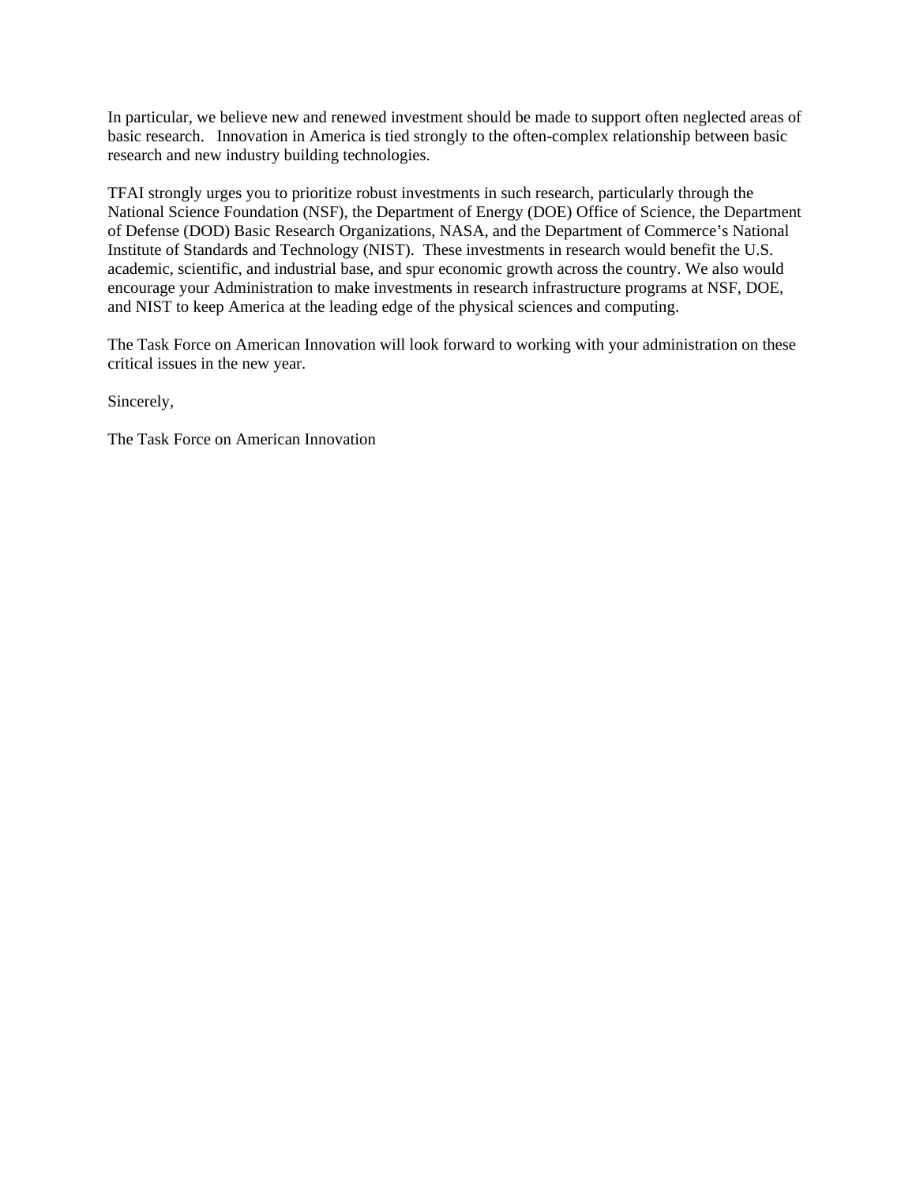In particular, we believe new and renewed investment should be made to support often neglected areas of basic research. Innovation in America is tied strongly to the often-complex relationship between basic research and new industry building technologies.

TFAI strongly urges you to prioritize robust investments in such research, particularly through the National Science Foundation (NSF), the Department of Energy (DOE) Office of Science, the Department of Defense (DOD) Basic Research Organizations, NASA, and the Department of Commerce's National Institute of Standards and Technology (NIST). These investments in research would benefit the U.S. academic, scientific, and industrial base, and spur economic growth across the country. We also would encourage your Administration to make investments in research infrastructure programs at NSF, DOE, and NIST to keep America at the leading edge of the physical sciences and computing.

The Task Force on American Innovation will look forward to working with your administration on these critical issues in the new year.

Sincerely,

The Task Force on American Innovation